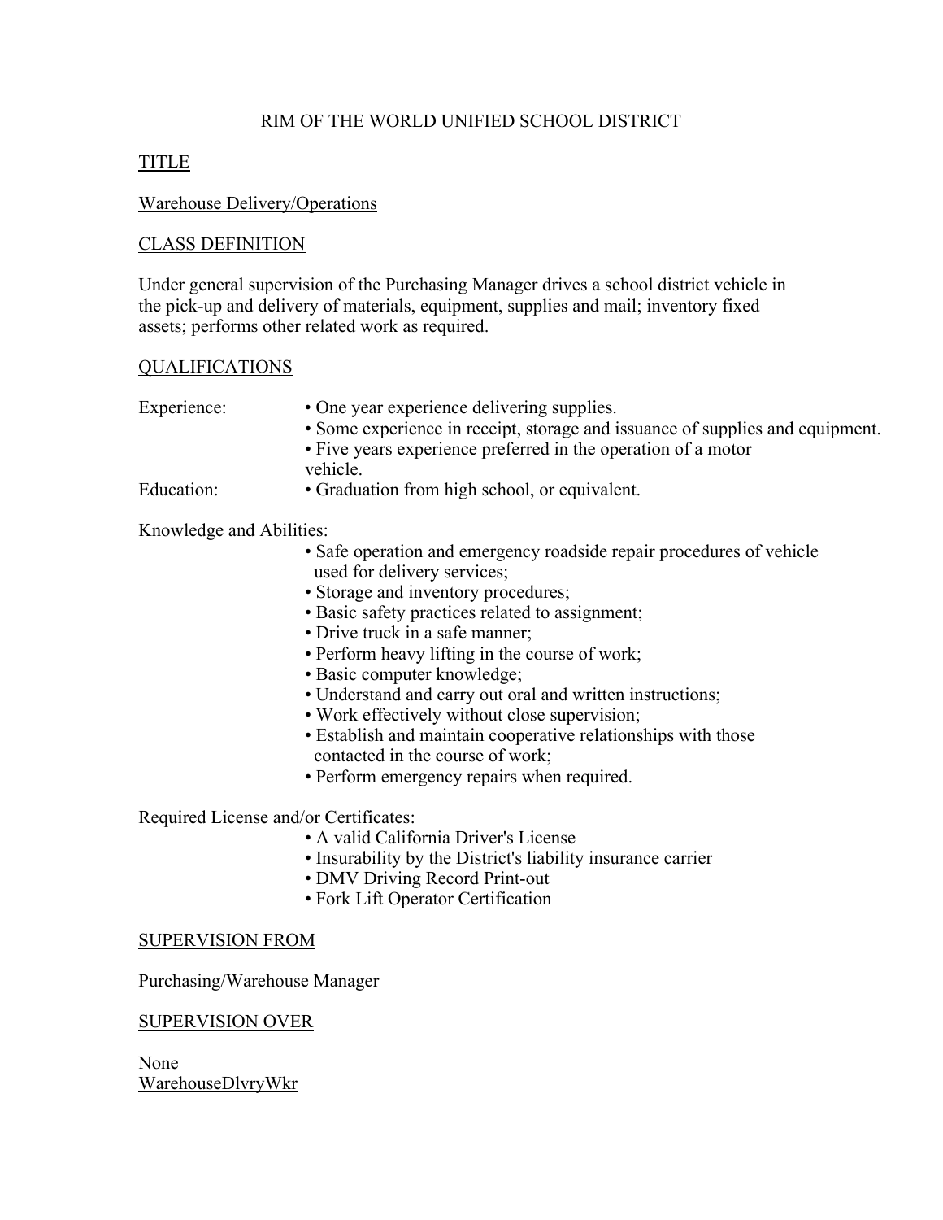# RIM OF THE WORLD UNIFIED SCHOOL DISTRICT

## TITLE

Warehouse Delivery/Operations

## CLASS DEFINITION

Under general supervision of the Purchasing Manager drives a school district vehicle in the pick-up and delivery of materials, equipment, supplies and mail; inventory fixed assets; performs other related work as required.

## QUALIFICATIONS

Experience:
- One year experience delivering supplies.
- Some experience in receipt, storage and issuance of supplies and equipment.
- Five years experience preferred in the operation of a motor vehicle.

Education:
- Graduation from high school, or equivalent.

Knowledge and Abilities:
- Safe operation and emergency roadside repair procedures of vehicle used for delivery services;
- Storage and inventory procedures;
- Basic safety practices related to assignment;
- Drive truck in a safe manner;
- Perform heavy lifting in the course of work;
- Basic computer knowledge;
- Understand and carry out oral and written instructions;
- Work effectively without close supervision;
- Establish and maintain cooperative relationships with those contacted in the course of work;
- Perform emergency repairs when required.

Required License and/or Certificates:
- A valid California Driver's License
- Insurability by the District's liability insurance carrier
- DMV Driving Record Print-out
- Fork Lift Operator Certification

## SUPERVISION FROM

Purchasing/Warehouse Manager

## SUPERVISION OVER

None

WarehouseDlvryWkr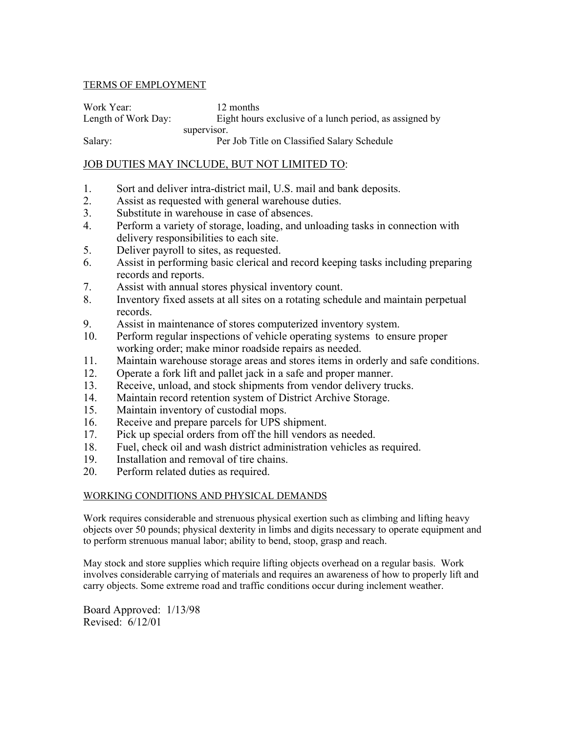## TERMS OF EMPLOYMENT

Work Year: 12 months
Length of Work Day: Eight hours exclusive of a lunch period, as assigned by supervisor.
Salary: Per Job Title on Classified Salary Schedule

## JOB DUTIES MAY INCLUDE, BUT NOT LIMITED TO:

1. Sort and deliver intra-district mail, U.S. mail and bank deposits.
2. Assist as requested with general warehouse duties.
3. Substitute in warehouse in case of absences.
4. Perform a variety of storage, loading, and unloading tasks in connection with delivery responsibilities to each site.
5. Deliver payroll to sites, as requested.
6. Assist in performing basic clerical and record keeping tasks including preparing records and reports.
7. Assist with annual stores physical inventory count.
8. Inventory fixed assets at all sites on a rotating schedule and maintain perpetual records.
9. Assist in maintenance of stores computerized inventory system.
10. Perform regular inspections of vehicle operating systems to ensure proper working order; make minor roadside repairs as needed.
11. Maintain warehouse storage areas and stores items in orderly and safe conditions.
12. Operate a fork lift and pallet jack in a safe and proper manner.
13. Receive, unload, and stock shipments from vendor delivery trucks.
14. Maintain record retention system of District Archive Storage.
15. Maintain inventory of custodial mops.
16. Receive and prepare parcels for UPS shipment.
17. Pick up special orders from off the hill vendors as needed.
18. Fuel, check oil and wash district administration vehicles as required.
19. Installation and removal of tire chains.
20. Perform related duties as required.

## WORKING CONDITIONS AND PHYSICAL DEMANDS

Work requires considerable and strenuous physical exertion such as climbing and lifting heavy objects over 50 pounds; physical dexterity in limbs and digits necessary to operate equipment and to perform strenuous manual labor; ability to bend, stoop, grasp and reach.

May stock and store supplies which require lifting objects overhead on a regular basis. Work involves considerable carrying of materials and requires an awareness of how to properly lift and carry objects. Some extreme road and traffic conditions occur during inclement weather.

Board Approved: 1/13/98
Revised: 6/12/01